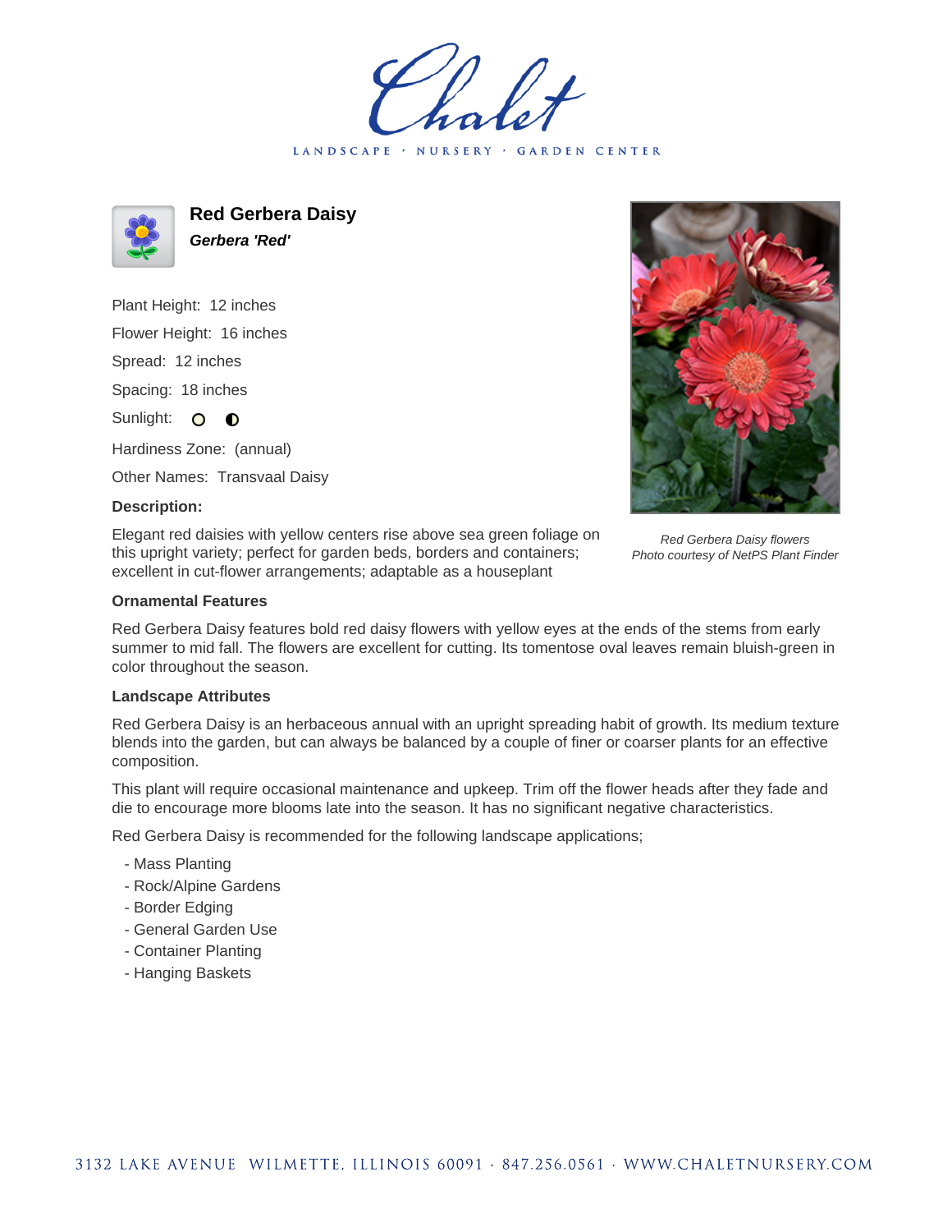Chalet

LANDSCAPE · NURSERY · GARDEN CENTER

# Red Gerbera Daisy

***Gerbera 'Red'***

Plant Height: 12 inches

Flower Height: 16 inches

Spread: 12 inches

Spacing: 18 inches

Sunlight: ○ ◐

Hardiness Zone: (annual)

Other Names: Transvaal Daisy

**Description:**

Elegant red daisies with yellow centers rise above sea green foliage on this upright variety; perfect for garden beds, borders and containers; excellent in cut-flower arrangements; adaptable as a houseplant

*Red Gerbera Daisy flowers*
*Photo courtesy of NetPS Plant Finder*

**Ornamental Features**

Red Gerbera Daisy features bold red daisy flowers with yellow eyes at the ends of the stems from early summer to mid fall. The flowers are excellent for cutting. Its tomentose oval leaves remain bluish-green in color throughout the season.

**Landscape Attributes**

Red Gerbera Daisy is an herbaceous annual with an upright spreading habit of growth. Its medium texture blends into the garden, but can always be balanced by a couple of finer or coarser plants for an effective composition.

This plant will require occasional maintenance and upkeep. Trim off the flower heads after they fade and die to encourage more blooms late into the season. It has no significant negative characteristics.

Red Gerbera Daisy is recommended for the following landscape applications;

- Mass Planting
- Rock/Alpine Gardens
- Border Edging
- General Garden Use
- Container Planting
- Hanging Baskets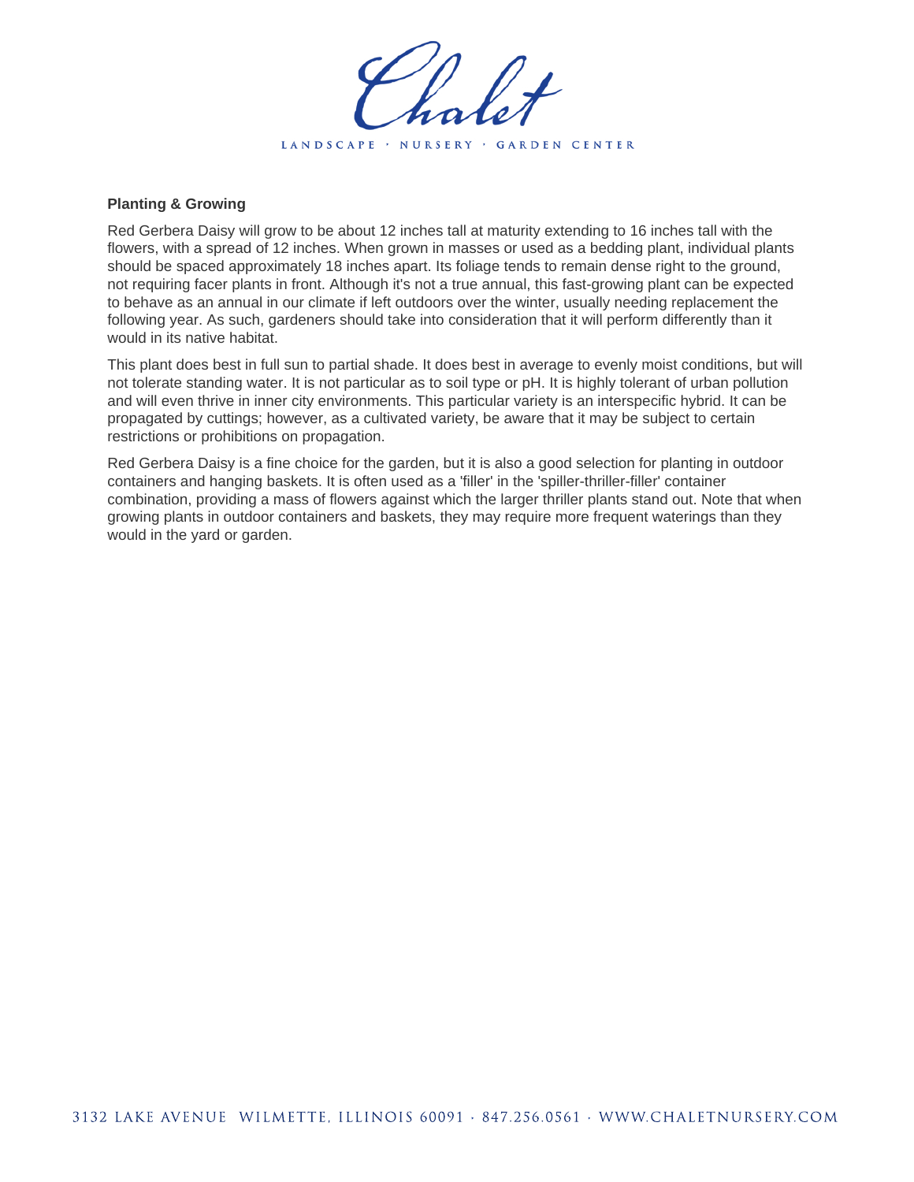**Planting & Growing**

Red Gerbera Daisy will grow to be about 12 inches tall at maturity extending to 16 inches tall with the flowers, with a spread of 12 inches. When grown in masses or used as a bedding plant, individual plants should be spaced approximately 18 inches apart. Its foliage tends to remain dense right to the ground, not requiring facer plants in front. Although it's not a true annual, this fast-growing plant can be expected to behave as an annual in our climate if left outdoors over the winter, usually needing replacement the following year. As such, gardeners should take into consideration that it will perform differently than it would in its native habitat.

This plant does best in full sun to partial shade. It does best in average to evenly moist conditions, but will not tolerate standing water. It is not particular as to soil type or pH. It is highly tolerant of urban pollution and will even thrive in inner city environments. This particular variety is an interspecific hybrid. It can be propagated by cuttings; however, as a cultivated variety, be aware that it may be subject to certain restrictions or prohibitions on propagation.

Red Gerbera Daisy is a fine choice for the garden, but it is also a good selection for planting in outdoor containers and hanging baskets. It is often used as a 'filler' in the 'spiller-thriller-filler' container combination, providing a mass of flowers against which the larger thriller plants stand out. Note that when growing plants in outdoor containers and baskets, they may require more frequent waterings than they would in the yard or garden.